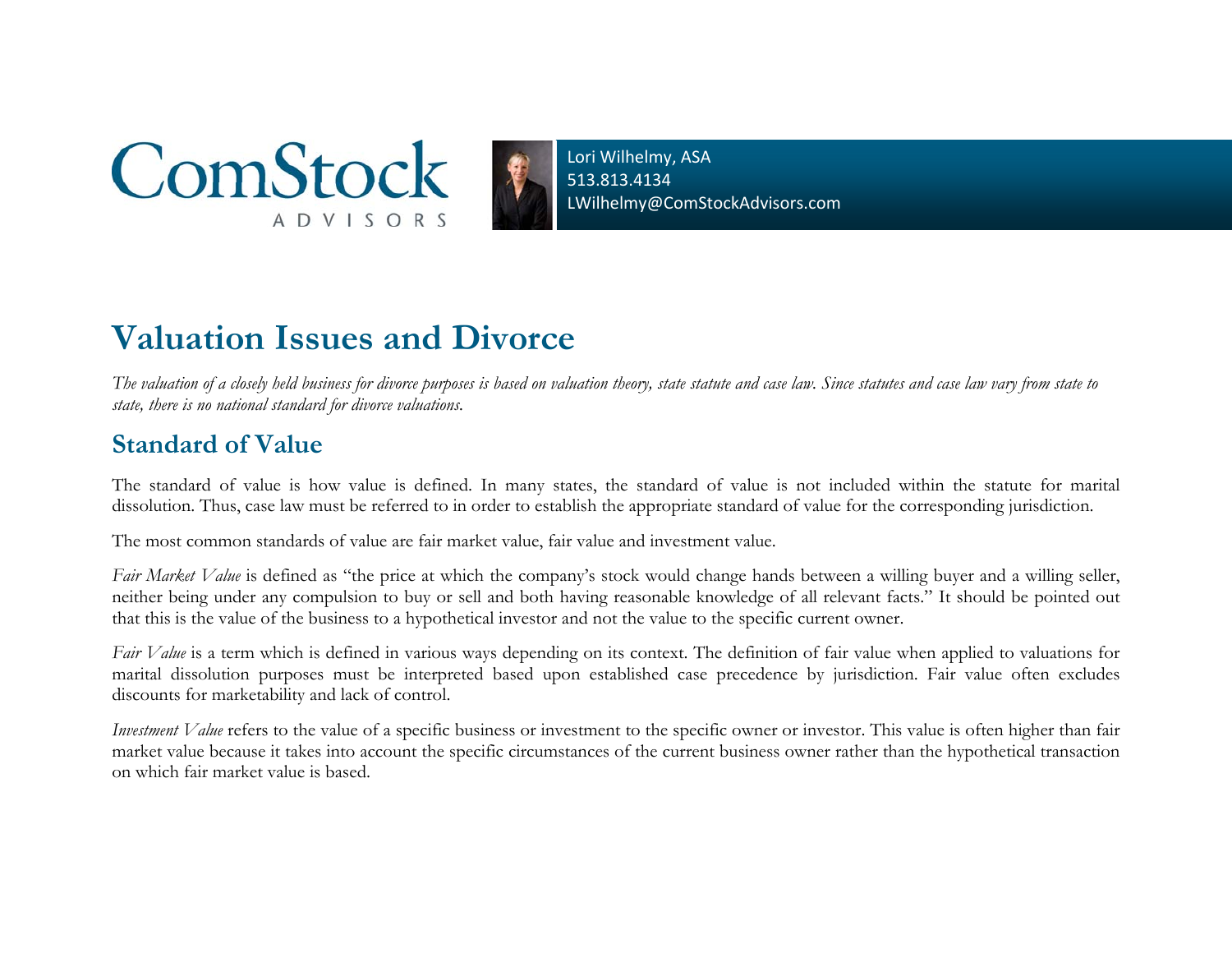ComStock ADVISORS

Lori Wilhelmy, ASA
513.813.4134
LWilhelmy@ComStockAdvisors.com

# Valuation Issues and Divorce

*The valuation of a closely held business for divorce purposes is based on valuation theory, state statute and case law. Since statutes and case law vary from state to state, there is no national standard for divorce valuations.*

## Standard of Value

The standard of value is how value is defined. In many states, the standard of value is not included within the statute for marital dissolution. Thus, case law must be referred to in order to establish the appropriate standard of value for the corresponding jurisdiction.

The most common standards of value are fair market value, fair value and investment value.

*Fair Market Value* is defined as "the price at which the company's stock would change hands between a willing buyer and a willing seller, neither being under any compulsion to buy or sell and both having reasonable knowledge of all relevant facts." It should be pointed out that this is the value of the business to a hypothetical investor and not the value to the specific current owner.

*Fair Value* is a term which is defined in various ways depending on its context. The definition of fair value when applied to valuations for marital dissolution purposes must be interpreted based upon established case precedence by jurisdiction. Fair value often excludes discounts for marketability and lack of control.

*Investment Value* refers to the value of a specific business or investment to the specific owner or investor. This value is often higher than fair market value because it takes into account the specific circumstances of the current business owner rather than the hypothetical transaction on which fair market value is based.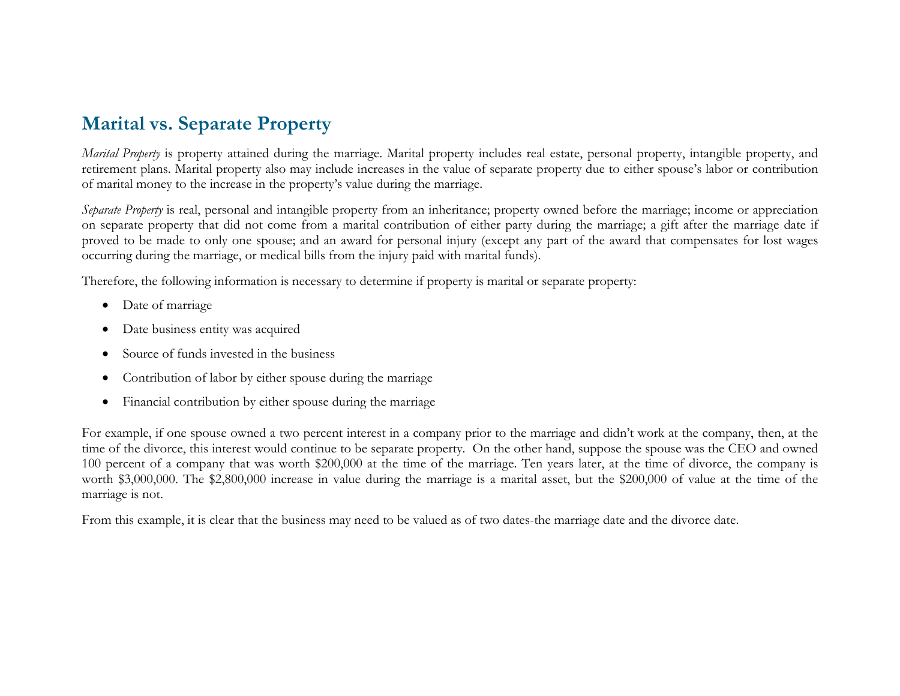## Marital vs. Separate Property

*Marital Property* is property attained during the marriage. Marital property includes real estate, personal property, intangible property, and retirement plans. Marital property also may include increases in the value of separate property due to either spouse's labor or contribution of marital money to the increase in the property's value during the marriage.

*Separate Property* is real, personal and intangible property from an inheritance; property owned before the marriage; income or appreciation on separate property that did not come from a marital contribution of either party during the marriage; a gift after the marriage date if proved to be made to only one spouse; and an award for personal injury (except any part of the award that compensates for lost wages occurring during the marriage, or medical bills from the injury paid with marital funds).

Therefore, the following information is necessary to determine if property is marital or separate property:

- Date of marriage
- Date business entity was acquired
- Source of funds invested in the business
- Contribution of labor by either spouse during the marriage
- Financial contribution by either spouse during the marriage

For example, if one spouse owned a two percent interest in a company prior to the marriage and didn't work at the company, then, at the time of the divorce, this interest would continue to be separate property. On the other hand, suppose the spouse was the CEO and owned 100 percent of a company that was worth $200,000 at the time of the marriage. Ten years later, at the time of divorce, the company is worth $3,000,000. The $2,800,000 increase in value during the marriage is a marital asset, but the $200,000 of value at the time of the marriage is not.

From this example, it is clear that the business may need to be valued as of two dates-the marriage date and the divorce date.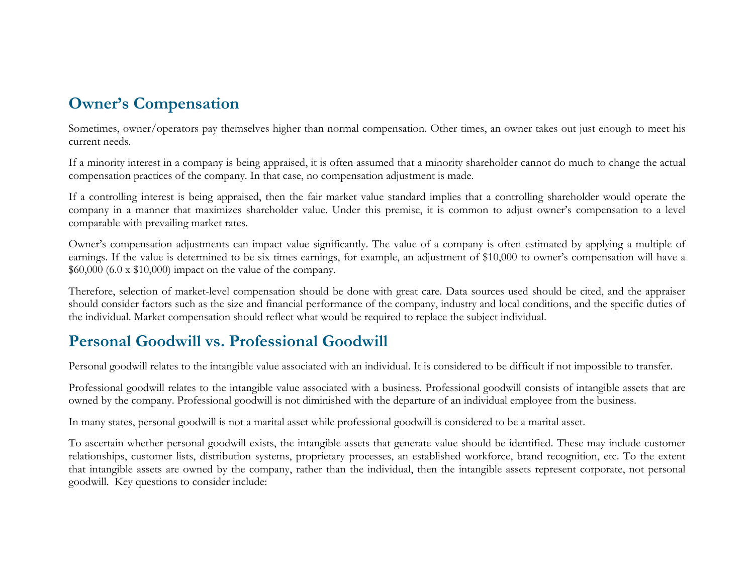## Owner’s Compensation

Sometimes, owner/operators pay themselves higher than normal compensation. Other times, an owner takes out just enough to meet his current needs.

If a minority interest in a company is being appraised, it is often assumed that a minority shareholder cannot do much to change the actual compensation practices of the company. In that case, no compensation adjustment is made.

If a controlling interest is being appraised, then the fair market value standard implies that a controlling shareholder would operate the company in a manner that maximizes shareholder value. Under this premise, it is common to adjust owner’s compensation to a level comparable with prevailing market rates.

Owner’s compensation adjustments can impact value significantly. The value of a company is often estimated by applying a multiple of earnings. If the value is determined to be six times earnings, for example, an adjustment of $10,000 to owner’s compensation will have a $60,000 (6.0 x $10,000) impact on the value of the company.

Therefore, selection of market-level compensation should be done with great care. Data sources used should be cited, and the appraiser should consider factors such as the size and financial performance of the company, industry and local conditions, and the specific duties of the individual. Market compensation should reflect what would be required to replace the subject individual.

## Personal Goodwill vs. Professional Goodwill

Personal goodwill relates to the intangible value associated with an individual. It is considered to be difficult if not impossible to transfer.

Professional goodwill relates to the intangible value associated with a business. Professional goodwill consists of intangible assets that are owned by the company. Professional goodwill is not diminished with the departure of an individual employee from the business.

In many states, personal goodwill is not a marital asset while professional goodwill is considered to be a marital asset.

To ascertain whether personal goodwill exists, the intangible assets that generate value should be identified. These may include customer relationships, customer lists, distribution systems, proprietary processes, an established workforce, brand recognition, etc. To the extent that intangible assets are owned by the company, rather than the individual, then the intangible assets represent corporate, not personal goodwill. Key questions to consider include: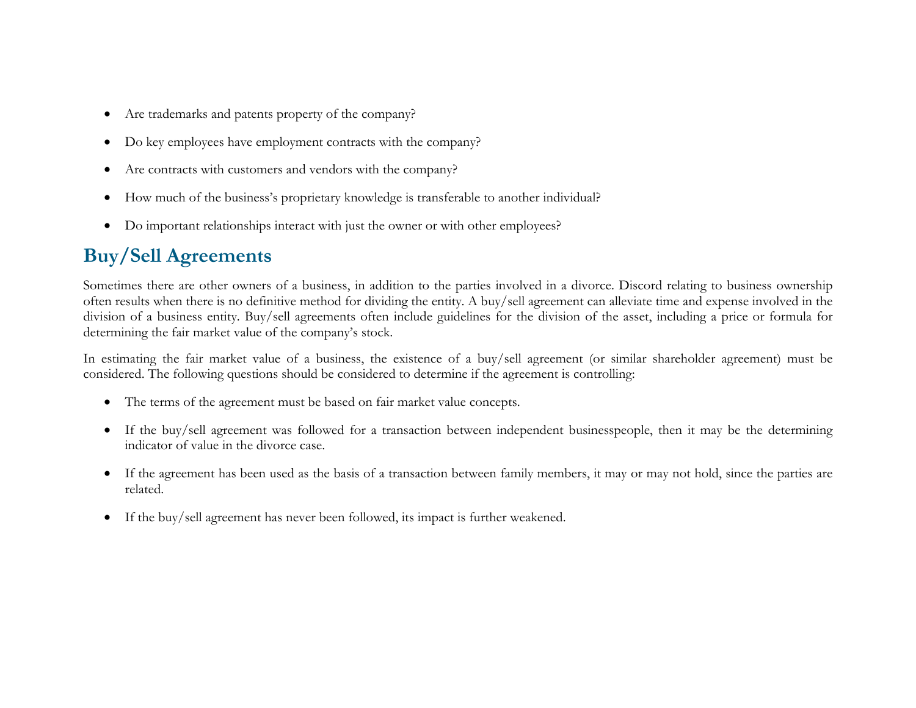- Are trademarks and patents property of the company?
- Do key employees have employment contracts with the company?
- Are contracts with customers and vendors with the company?
- How much of the business's proprietary knowledge is transferable to another individual?
- Do important relationships interact with just the owner or with other employees?

## Buy/Sell Agreements

Sometimes there are other owners of a business, in addition to the parties involved in a divorce. Discord relating to business ownership often results when there is no definitive method for dividing the entity. A buy/sell agreement can alleviate time and expense involved in the division of a business entity. Buy/sell agreements often include guidelines for the division of the asset, including a price or formula for determining the fair market value of the company's stock.

In estimating the fair market value of a business, the existence of a buy/sell agreement (or similar shareholder agreement) must be considered. The following questions should be considered to determine if the agreement is controlling:

- The terms of the agreement must be based on fair market value concepts.
- If the buy/sell agreement was followed for a transaction between independent businesspeople, then it may be the determining indicator of value in the divorce case.
- If the agreement has been used as the basis of a transaction between family members, it may or may not hold, since the parties are related.
- If the buy/sell agreement has never been followed, its impact is further weakened.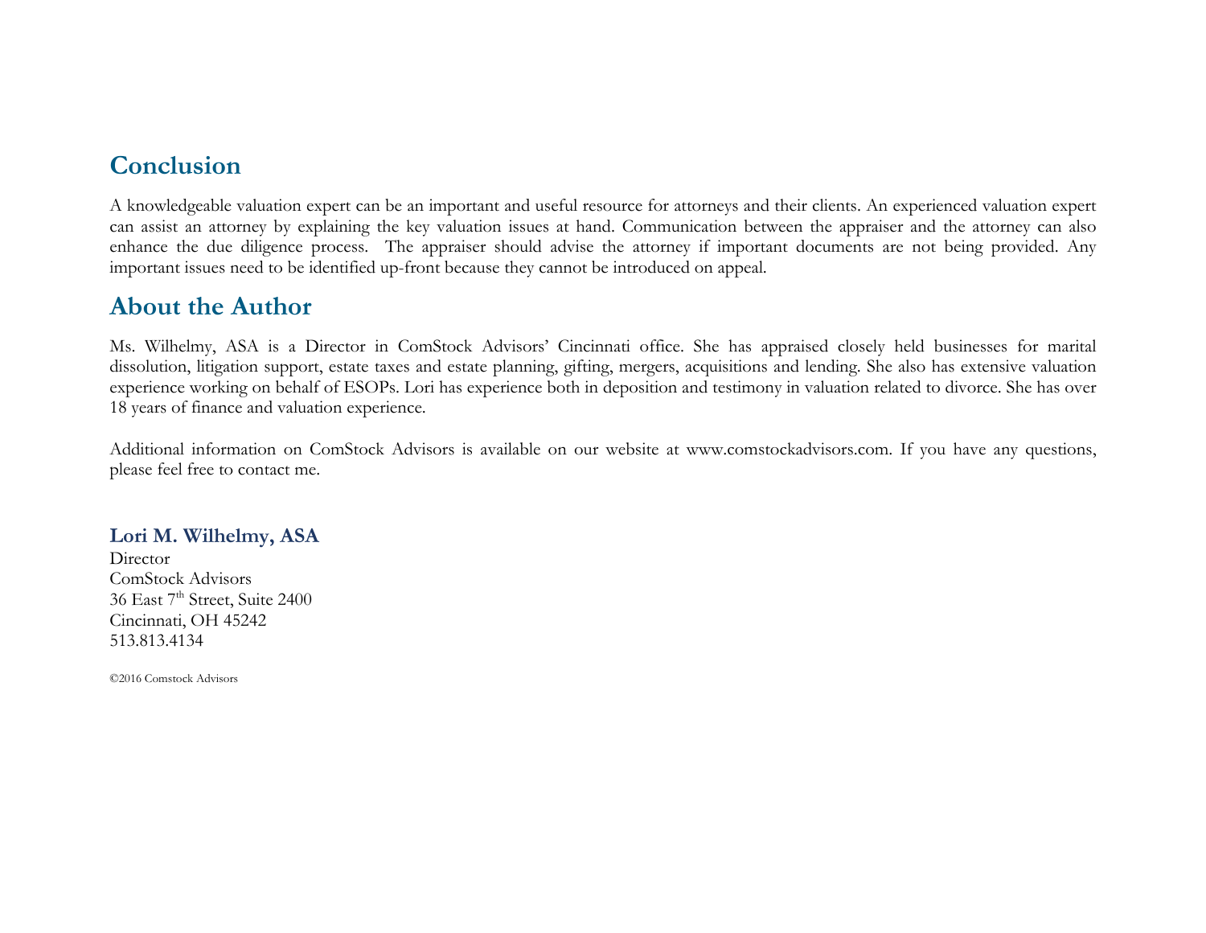## Conclusion

A knowledgeable valuation expert can be an important and useful resource for attorneys and their clients. An experienced valuation expert can assist an attorney by explaining the key valuation issues at hand. Communication between the appraiser and the attorney can also enhance the due diligence process. The appraiser should advise the attorney if important documents are not being provided. Any important issues need to be identified up-front because they cannot be introduced on appeal.

## About the Author

Ms. Wilhelmy, ASA is a Director in ComStock Advisors' Cincinnati office. She has appraised closely held businesses for marital dissolution, litigation support, estate taxes and estate planning, gifting, mergers, acquisitions and lending. She also has extensive valuation experience working on behalf of ESOPs. Lori has experience both in deposition and testimony in valuation related to divorce. She has over 18 years of finance and valuation experience.

Additional information on ComStock Advisors is available on our website at www.comstockadvisors.com. If you have any questions, please feel free to contact me.

**Lori M. Wilhelmy, ASA**
Director
ComStock Advisors
36 East 7th Street, Suite 2400
Cincinnati, OH 45242
513.813.4134

©2016 Comstock Advisors